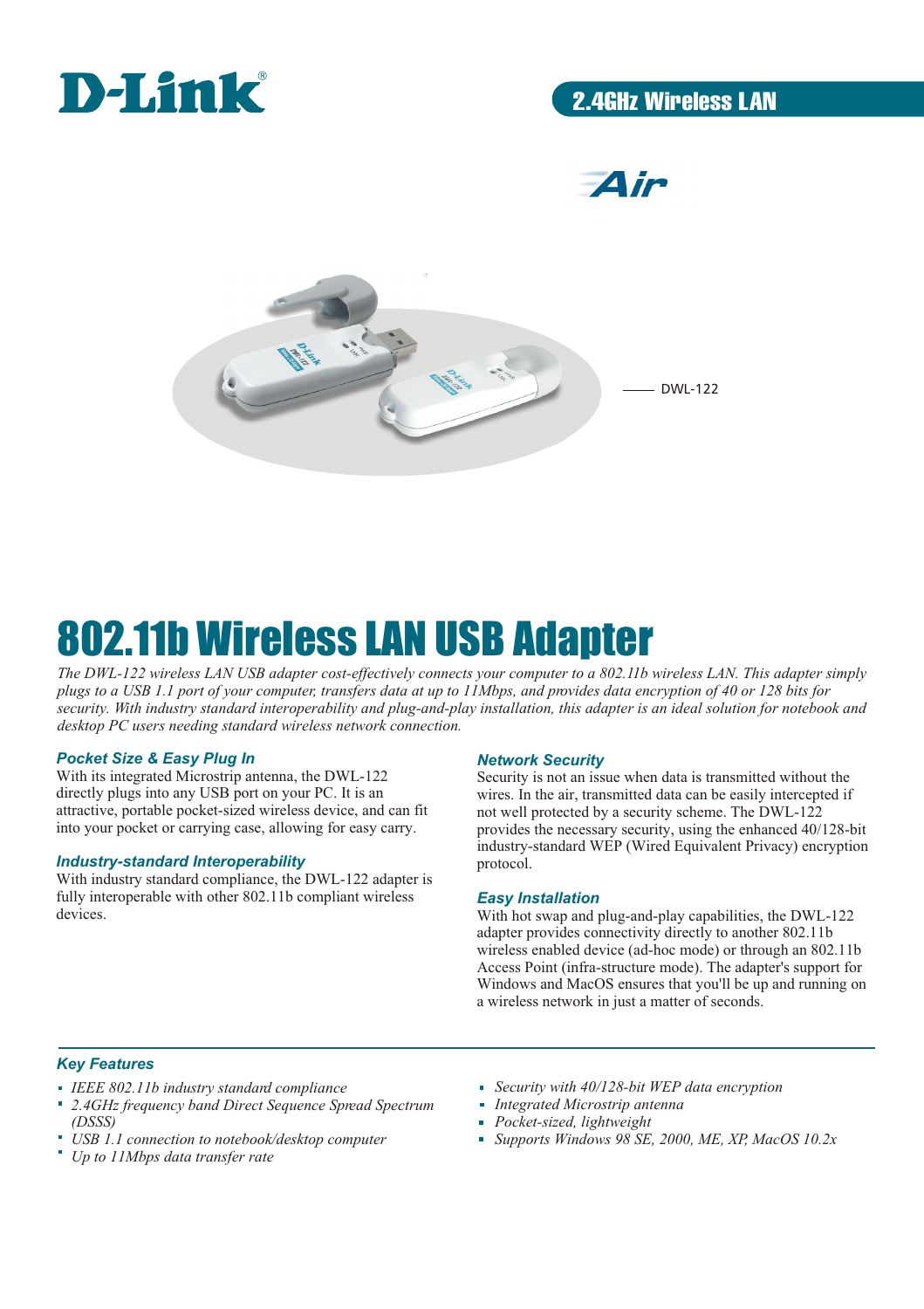D-Link®

2.4GHz Wireless LAN

Air

DWL-122

# 802.11b Wireless LAN USB Adapter

*The DWL-122 wireless LAN USB adapter cost-effectively connects your computer to a 802.11b wireless LAN. This adapter simply plugs to a USB 1.1 port of your computer, transfers data at up to 11Mbps, and provides data encryption of 40 or 128 bits for security. With industry standard interoperability and plug-and-play installation, this adapter is an ideal solution for notebook and desktop PC users needing standard wireless network connection.*

### Pocket Size & Easy Plug In

With its integrated Microstrip antenna, the DWL-122 directly plugs into any USB port on your PC. It is an attractive, portable pocket-sized wireless device, and can fit into your pocket or carrying case, allowing for easy carry.

### Industry-standard Interoperability

With industry standard compliance, the DWL-122 adapter is fully interoperable with other 802.11b compliant wireless devices.

### Network Security

Security is not an issue when data is transmitted without the wires. In the air, transmitted data can be easily intercepted if not well protected by a security scheme. The DWL-122 provides the necessary security, using the enhanced 40/128-bit industry-standard WEP (Wired Equivalent Privacy) encryption protocol.

### Easy Installation

With hot swap and plug-and-play capabilities, the DWL-122 adapter provides connectivity directly to another 802.11b wireless enabled device (ad-hoc mode) or through an 802.11b Access Point (infra-structure mode). The adapter's support for Windows and MacOS ensures that you'll be up and running on a wireless network in just a matter of seconds.

### Key Features

- *IEEE 802.11b industry standard compliance*
- *2.4GHz frequency band Direct Sequence Spread Spectrum (DSSS)*
- *USB 1.1 connection to notebook/desktop computer*
- *Up to 11Mbps data transfer rate*
- *Security with 40/128-bit WEP data encryption*
- *Integrated Microstrip antenna*
- *Pocket-sized, lightweight*
- *Supports Windows 98 SE, 2000, ME, XP, MacOS 10.2x*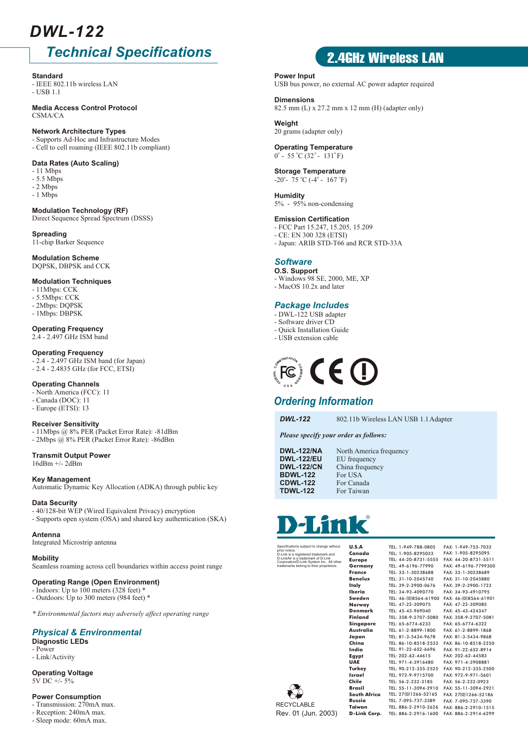# DWL-122

## Technical Specifications

## 2.4GHz Wireless LAN

**Standard**
- IEEE 802.11b wireless LAN
- USB 1.1

**Media Access Control Protocol**
CSMA/CA

**Network Architecture Types**
- Supports Ad-Hoc and Infrastructure Modes
- Cell to cell roaming (IEEE 802.11b compliant)

**Data Rates (Auto Scaling)**
- 11 Mbps
- 5.5 Mbps
- 2 Mbps
- 1 Mbps

**Modulation Technology (RF)**
Direct Sequence Spread Spectrum (DSSS)

**Spreading**
11-chip Barker Sequence

**Modulation Scheme**
DQPSK, DBPSK and CCK

**Modulation Techniques**
- 11Mbps: CCK
- 5.5Mbps: CCK
- 2Mbps: DQPSK
- 1Mbps: DBPSK

**Operating Frequency**
2.4 - 2.497 GHz ISM band

**Operating Frequency**
- 2.4 - 2.497 GHz ISM band (for Japan)
- 2.4 - 2.4835 GHz (for FCC, ETSI)

**Operating Channels**
- North America (FCC): 11
- Canada (DOC): 11
- Europe (ETSI): 13

**Receiver Sensitivity**
- 11Mbps @ 8% PER (Packet Error Rate): -81dBm
- 2Mbps @ 8% PER (Packet Error Rate): -86dBm

**Transmit Output Power**
16dBm +/- 2dBm

**Key Management**
Automatic Dynamic Key Allocation (ADKA) through public key

**Data Security**
- 40/128-bit WEP (Wired Equivalent Privacy) encryption
- Supports open system (OSA) and shared key authentication (SKA)

**Antenna**
Integrated Microstrip antenna

**Mobility**
Seamless roaming across cell boundaries within access point range

**Operating Range (Open Environment)**
- Indoors: Up to 100 meters (328 feet) *
- Outdoors: Up to 300 meters (984 feet) *

*\* Environmental factors may adversely affect operating range*

### Physical & Environmental

**Diagnostic LEDs**
- Power
- Link/Activity

**Operating Voltage**
5V DC +/- 5%

**Power Consumption**
- Transmission: 270mA max.
- Reception: 240mA max.
- Sleep mode: 60mA max.

**Power Input**
USB bus power, no external AC power adapter required

**Dimensions**
82.5 mm (L) x 27.2 mm x 12 mm (H) (adapter only)

**Weight**
20 grams (adapter only)

**Operating Temperature**
0° - 55 °C (32° - 131°F)

**Storage Temperature**
-20°- 75 °C (-4° - 167 °F)

**Humidity**
5% - 95% non-condensing

**Emission Certification**
- FCC Part 15.247, 15.205, 15.209
- CE: EN 300 328 (ETSI)
- Japan: ARIB STD-T66 and RCR STD-33A

### Software

**O.S. Support**
- Windows 98 SE, 2000, ME, XP
- MacOS 10.2x and later

### Package Includes

- DWL-122 USB adapter
- Software driver CD
- Quick Installation Guide
- USB extension cable

### Ordering Information

| | |
|---|---|
| ***DWL-122*** | 802.11b Wireless LAN USB 1.1 Adapter |

*Please specify your order as follows:*

| | |
|---|---|
| **DWL-122/NA** | North America frequency |
| **DWL-122/EU** | EU frequency |
| **DWL-122/CN** | China frequency |
| **BDWL-122** | For USA |
| **CDWL-122** | For Canada |
| **TDWL-122** | For Taiwan |

D-Link®

Specifications subject to change without prior notice.
D-Link is a registered trademark and D-LinkAir is a trademark of D-Link Corporation/D-Link System Inc. All other trademarks belong to their proprietors.

| | | |
|---|---|---|
| **U.S.A** | TEL: 1-949-788-0805 | FAX: 1-949-753-7033 |
| **Canada** | TEL: 1-905-8295033 | FAX: 1-905-8295095 |
| **Europe** | TEL: 44-20-8731-5555 | FAX: 44-20-8731-5511 |
| **Germany** | TEL: 49-6196-77990 | FAX: 49-6196-7799300 |
| **France** | TEL: 33-1-30238688 | FAX: 33-1-30238689 |
| **Benelux** | TEL: 31-10-2045740 | FAX: 31-10-2045880 |
| **Italy** | TEL: 39-2-2900-0676 | FAX: 39-2-2900-1723 |
| **Iberia** | TEL: 34-93-4090770 | FAX: 34-93-4910795 |
| **Sweden** | TEL: 46-(0)8564-61900 | FAX: 46-(0)8564-61901 |
| **Norway** | TEL: 47-22-309075 | FAX: 47-22-309085 |
| **Denmark** | TEL: 45-43-969040 | FAX: 45-43-424347 |
| **Finland** | TEL: 358-9-2707-5080 | FAX: 358-9-2707-5081 |
| **Singapore** | TEL: 65-6774-6233 | FAX: 65-6774-6322 |
| **Australia** | TEL: 61-2-8899-1800 | FAX: 61-2-8899-1868 |
| **Japan** | TEL: 81-3-5434-9678 | FAX: 81-3-5434-9868 |
| **China** | TEL: 86-10-8518-2533 | FAX: 86-10-8518-2250 |
| **India** | TEL: 91-22-652-6696 | FAX: 91-22-652-8914 |
| **Egypt** | TEL: 202-62-44615 | FAX: 202-62-44583 |
| **UAE** | TEL: 971-4-3916480 | FAX: 971-4-3908881 |
| **Turkey** | TEL: 90-212-335-2525 | FAX: 90-212-335-2500 |
| **Israel** | TEL: 972-9-9715700 | FAX: 972-9-971-5601 |
| **Chile** | TEL: 56-2-232-3185 | FAX: 56-2-232-0923 |
| **Brasil** | TEL: 55-11-3094-2910 | FAX: 55-11-3094-2921 |
| **South Africa** | TEL: 27(0)1266-52165 | FAX: 27(0)1266-52186 |
| **Russia** | TEL: 7-095-737-3389 | FAX: 7-095-737-3390 |
| **Taiwan** | TEL: 886-2-2910-2626 | FAX: 886-2-2910-1515 |
| **D-Link Corp.** | TEL: 886-2-2916-1600 | FAX: 886-2-2914-6299 |

RECYCLABLE

Rev. 01 (Jun. 2003)